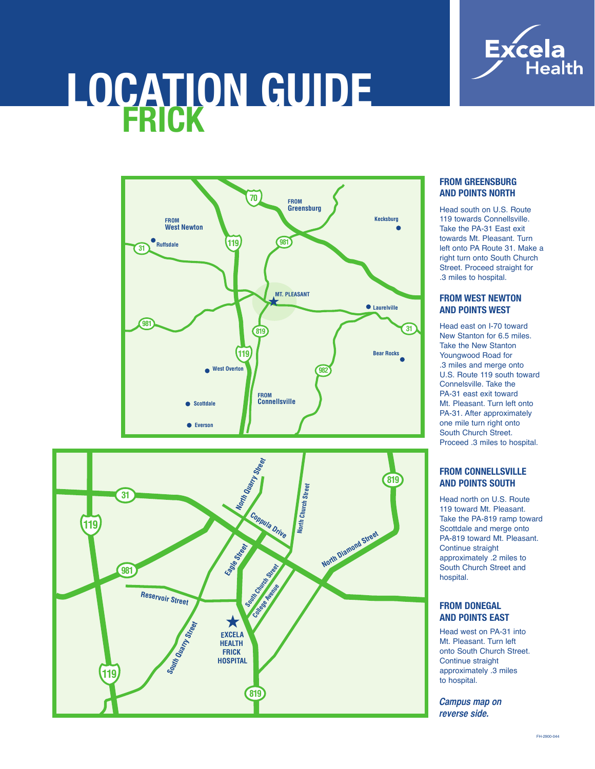# LOCATION GUIDE
## FRICK

### FROM GREENSBURG AND POINTS NORTH

Head south on U.S. Route 119 towards Connellsville. Take the PA-31 East exit towards Mt. Pleasant. Turn left onto PA Route 31. Make a right turn onto South Church Street. Proceed straight for .3 miles to hospital.

### FROM WEST NEWTON AND POINTS WEST

Head east on I-70 toward New Stanton for 6.5 miles. Take the New Stanton Youngwood Road for .3 miles and merge onto U.S. Route 119 south toward Connelsville. Take the PA-31 east exit toward Mt. Pleasant. Turn left onto PA-31. After approximately one mile turn right onto South Church Street. Proceed .3 miles to hospital.

### FROM CONNELLSVILLE AND POINTS SOUTH

Head north on U.S. Route 119 toward Mt. Pleasant. Take the PA-819 ramp toward Scottdale and merge onto PA-819 toward Mt. Pleasant. Continue straight approximately .2 miles to South Church Street and hospital.

### FROM DONEGAL AND POINTS EAST

Head west on PA-31 into Mt. Pleasant. Turn left onto South Church Street. Continue straight approximately .3 miles to hospital.

***Campus map on reverse side.***

FH-2900-044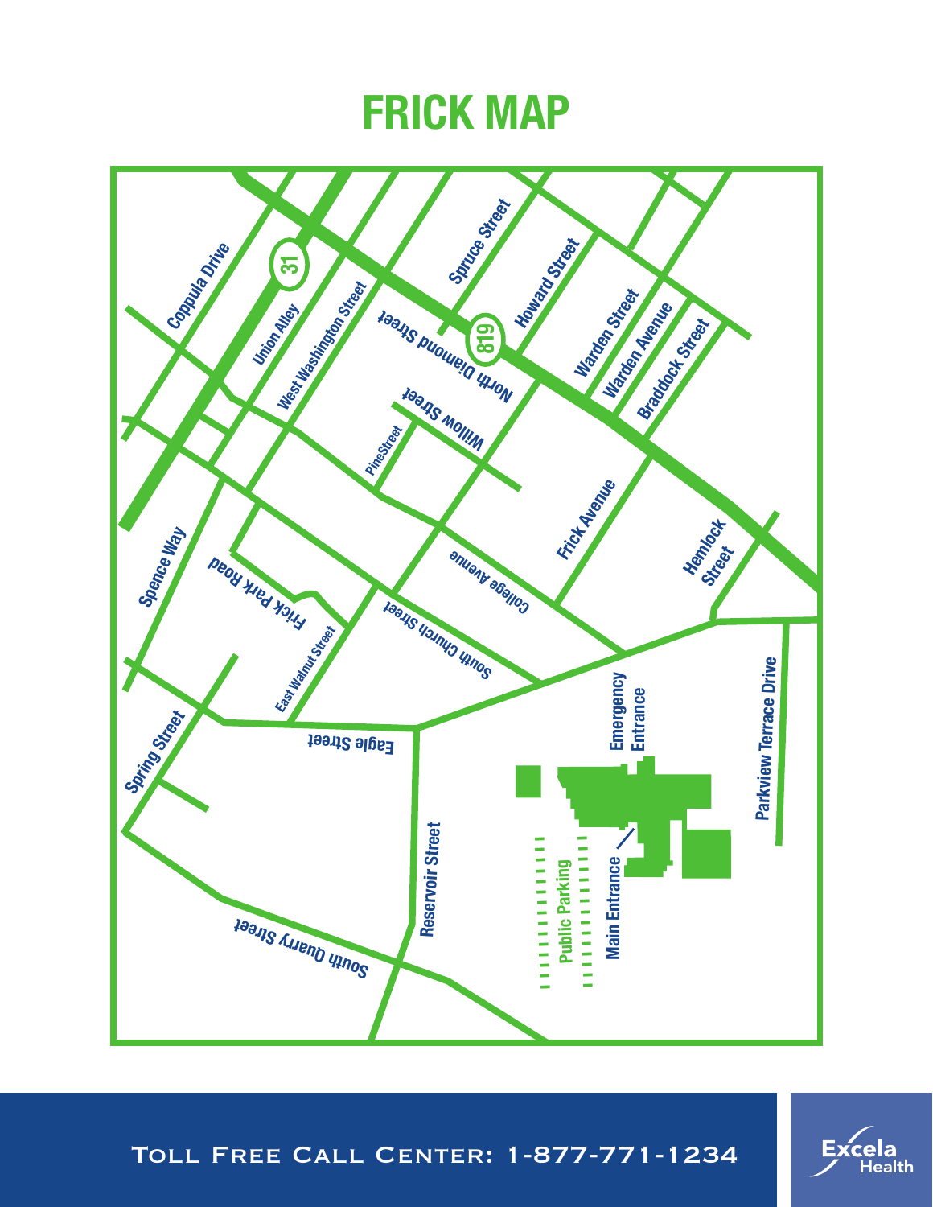# FRICK MAP

Coppula Drive
31
Union Alley
West Washington Street
Spruce Street
Howard Street
819
North Diamond Street
Warden Street
Warden Avenue
Braddock Street
Willow Street
PineStreet
Frick Avenue
Hemlock Street
College Avenue
Spence Way
Frick Park Road
East Walnut Street
South Church Street
Emergency Entrance
Parkview Terrace Drive
Spring Street
Eagle Street
Reservoir Street
Public Parking
Main Entrance
South Quarry Street

Toll Free Call Center: 1-877-771-1234

Excela Health